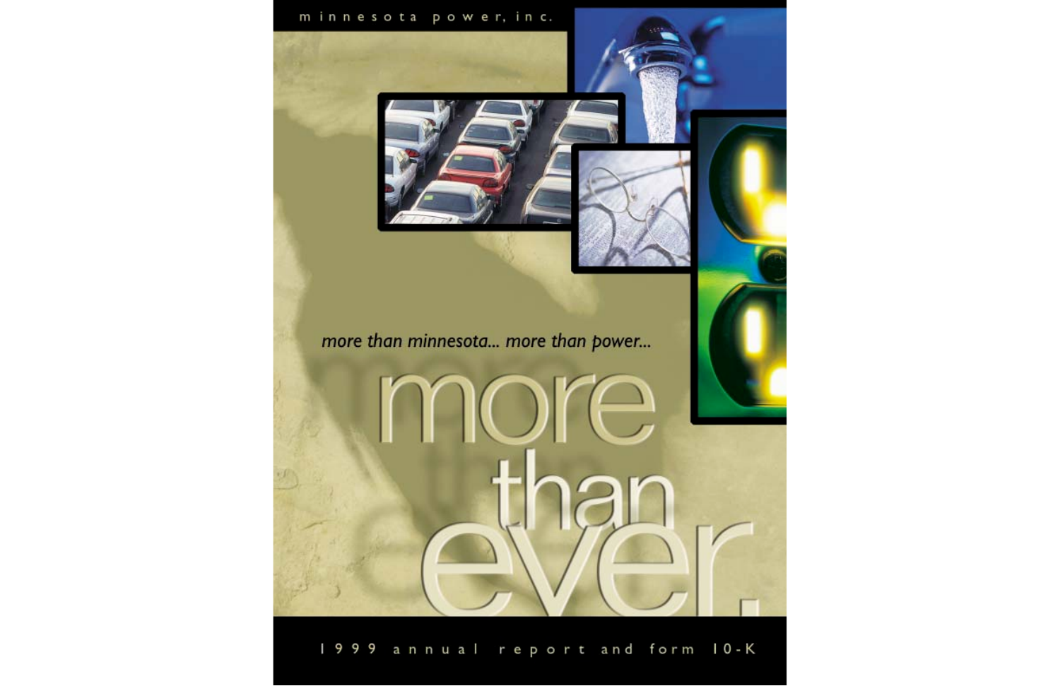minnesota power, inc.

*more than minnesota... more than power...*

# more than ever.

1999 annual report and form 10-K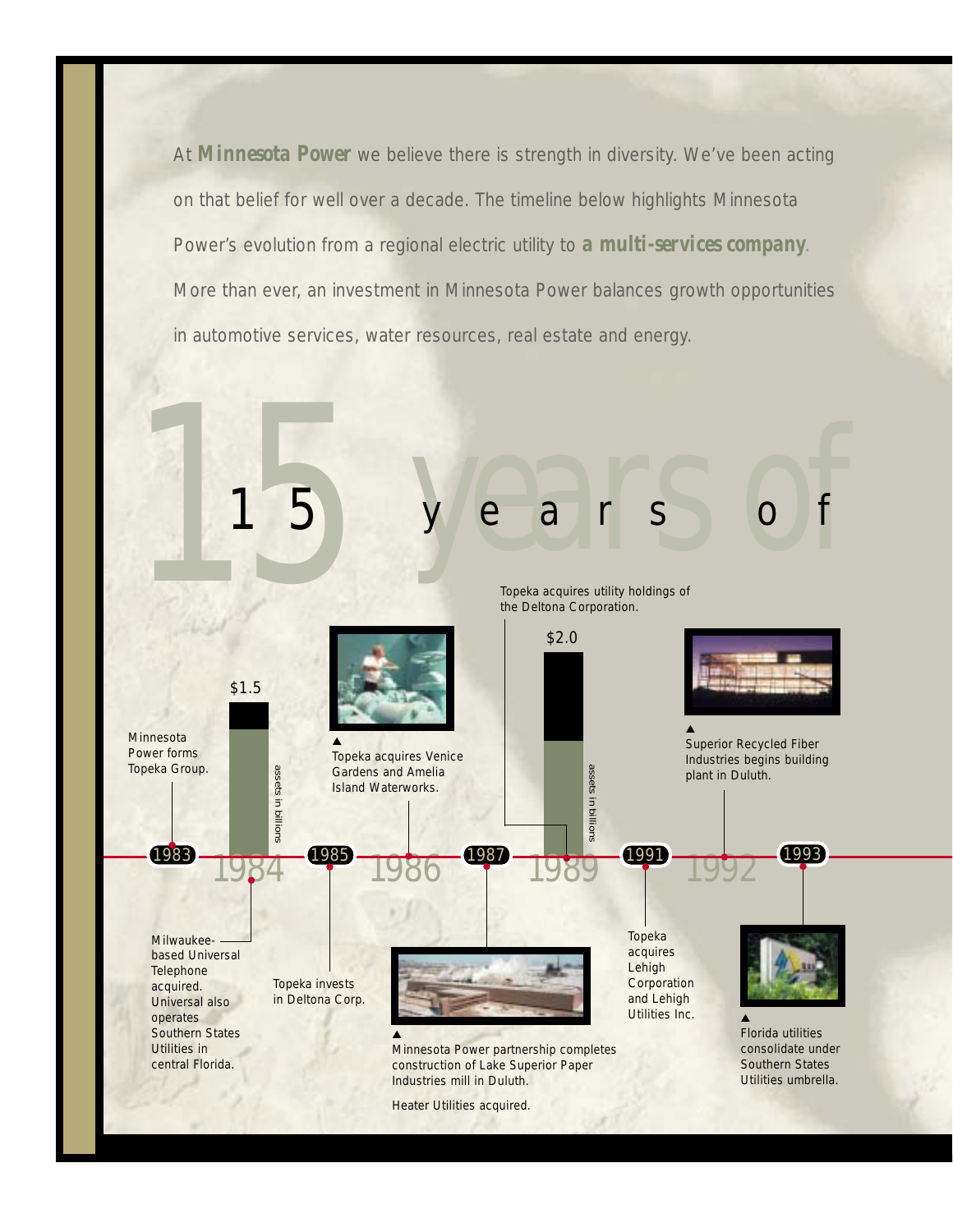At **Minnesota Power** we believe there is strength in diversity. We've been acting on that belief for well over a decade. The timeline below highlights Minnesota Power's evolution from a regional electric utility to **a multi-services company**. More than ever, an investment in Minnesota Power balances growth opportunities in automotive services, water resources, real estate and energy.

# 15 years of

**1983** — Minnesota Power forms Topeka Group.

**1984** — Milwaukee-based Universal Telephone acquired. Universal also operates Southern States Utilities in central Florida.

$1.5 assets in billions

**1985** — Topeka invests in Deltona Corp.

**1986** — Topeka acquires Venice Gardens and Amelia Island Waterworks.

**1987** — Minnesota Power partnership completes construction of Lake Superior Paper Industries mill in Duluth.

Heater Utilities acquired.

**1989** — Topeka acquires utility holdings of the Deltona Corporation.

$2.0 assets in billions

**1991** — Topeka acquires Lehigh Corporation and Lehigh Utilities Inc.

**1992** — Superior Recycled Fiber Industries begins building plant in Duluth.

**1993** — Florida utilities consolidate under Southern States Utilities umbrella.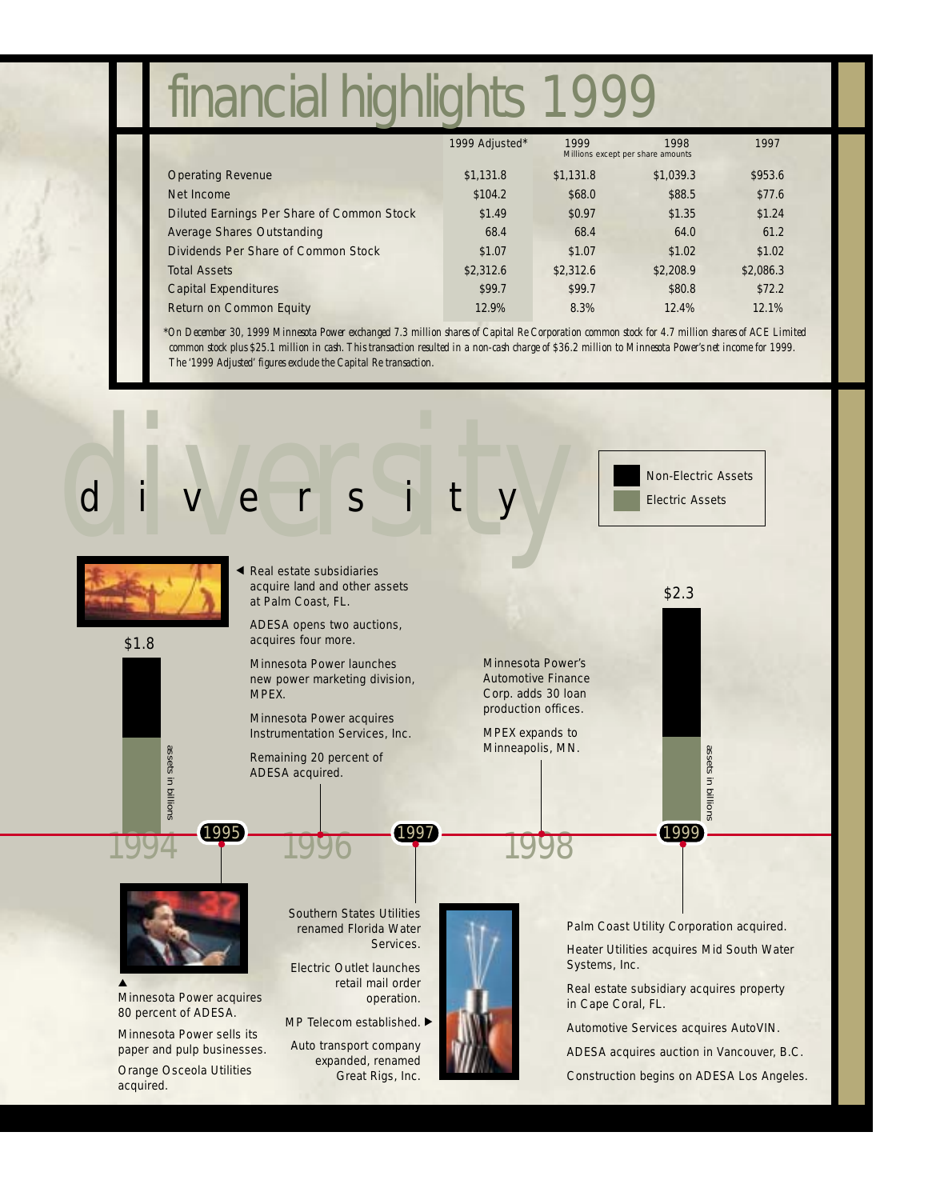# financial highlights 1999

| | 1999 Adjusted* | 1999 | 1998 | 1997 |
|---|---|---|---|---|
| | | Millions except per share amounts | | |
| Operating Revenue | $1,131.8 | $1,131.8 | $1,039.3 | $953.6 |
| Net Income | $104.2 | $68.0 | $88.5 | $77.6 |
| Diluted Earnings Per Share of Common Stock | $1.49 | $0.97 | $1.35 | $1.24 |
| Average Shares Outstanding | 68.4 | 68.4 | 64.0 | 61.2 |
| Dividends Per Share of Common Stock | $1.07 | $1.07 | $1.02 | $1.02 |
| Total Assets | $2,312.6 | $2,312.6 | $2,208.9 | $2,086.3 |
| Capital Expenditures | $99.7 | $99.7 | $80.8 | $72.2 |
| Return on Common Equity | 12.9% | 8.3% | 12.4% | 12.1% |

*On December 30, 1999 Minnesota Power exchanged 7.3 million shares of Capital Re Corporation common stock for 4.7 million shares of ACE Limited common stock plus $25.1 million in cash. This transaction resulted in a non-cash charge of $36.2 million to Minnesota Power's net income for 1999. The '1999 Adjusted' figures exclude the Capital Re transaction.

# diversity

Non-Electric Assets
Electric Assets

1994 — $1.8 assets in billions

1995
- Minnesota Power acquires 80 percent of ADESA.
- Minnesota Power sells its paper and pulp businesses.
- Orange Osceola Utilities acquired.

1996
- Real estate subsidiaries acquire land and other assets at Palm Coast, FL.
- ADESA opens two auctions, acquires four more.
- Minnesota Power launches new power marketing division, MPEX.
- Minnesota Power acquires Instrumentation Services, Inc.
- Remaining 20 percent of ADESA acquired.

1997
- Southern States Utilities renamed Florida Water Services.
- Electric Outlet launches retail mail order operation.
- MP Telecom established.
- Auto transport company expanded, renamed Great Rigs, Inc.

1998
- Minnesota Power's Automotive Finance Corp. adds 30 loan production offices.
- MPEX expands to Minneapolis, MN.

1999 — $2.3 assets in billions
- Palm Coast Utility Corporation acquired.
- Heater Utilities acquires Mid South Water Systems, Inc.
- Real estate subsidiary acquires property in Cape Coral, FL.
- Automotive Services acquires AutoVIN.
- ADESA acquires auction in Vancouver, B.C.
- Construction begins on ADESA Los Angeles.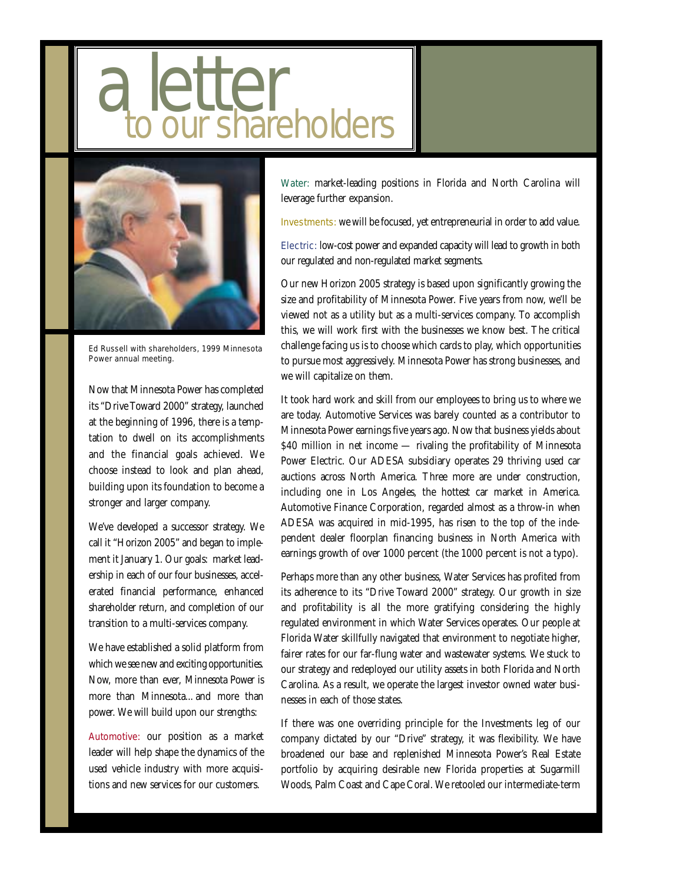# a letter to our shareholders

Ed Russell with shareholders, 1999 Minnesota Power annual meeting.

Now that Minnesota Power has completed its "Drive Toward 2000" strategy, launched at the beginning of 1996, there is a temptation to dwell on its accomplishments and the financial goals achieved. We choose instead to look and plan ahead, building upon its foundation to become a stronger and larger company.

We've developed a successor strategy. We call it "Horizon 2005" and began to implement it January 1. Our goals: market leadership in each of our four businesses, accelerated financial performance, enhanced shareholder return, and completion of our transition to a multi-services company.

We have established a solid platform from which we see new and exciting opportunities. Now, more than ever, Minnesota Power is more than Minnesota... and more than power. We will build upon our strengths:

Automotive: our position as a market leader will help shape the dynamics of the used vehicle industry with more acquisitions and new services for our customers.

Water: market-leading positions in Florida and North Carolina will leverage further expansion.

Investments: we will be focused, yet entrepreneurial in order to add value.

Electric: low-cost power and expanded capacity will lead to growth in both our regulated and non-regulated market segments.

Our new Horizon 2005 strategy is based upon significantly growing the size and profitability of Minnesota Power. Five years from now, we'll be viewed not as a utility but as a multi-services company. To accomplish this, we will work first with the businesses we know best. The critical challenge facing us is to choose which cards to play, which opportunities to pursue most aggressively. Minnesota Power has strong businesses, and we will capitalize on them.

It took hard work and skill from our employees to bring us to where we are today. Automotive Services was barely counted as a contributor to Minnesota Power earnings five years ago. Now that business yields about $40 million in net income — rivaling the profitability of Minnesota Power Electric. Our ADESA subsidiary operates 29 thriving used car auctions across North America. Three more are under construction, including one in Los Angeles, the hottest car market in America. Automotive Finance Corporation, regarded almost as a throw-in when ADESA was acquired in mid-1995, has risen to the top of the independent dealer floorplan financing business in North America with earnings growth of over 1000 percent (the 1000 percent is not a typo).

Perhaps more than any other business, Water Services has profited from its adherence to its "Drive Toward 2000" strategy. Our growth in size and profitability is all the more gratifying considering the highly regulated environment in which Water Services operates. Our people at Florida Water skillfully navigated that environment to negotiate higher, fairer rates for our far-flung water and wastewater systems. We stuck to our strategy and redeployed our utility assets in both Florida and North Carolina. As a result, we operate the largest investor owned water businesses in each of those states.

If there was one overriding principle for the Investments leg of our company dictated by our "Drive" strategy, it was flexibility. We have broadened our base and replenished Minnesota Power's Real Estate portfolio by acquiring desirable new Florida properties at Sugarmill Woods, Palm Coast and Cape Coral. We retooled our intermediate-term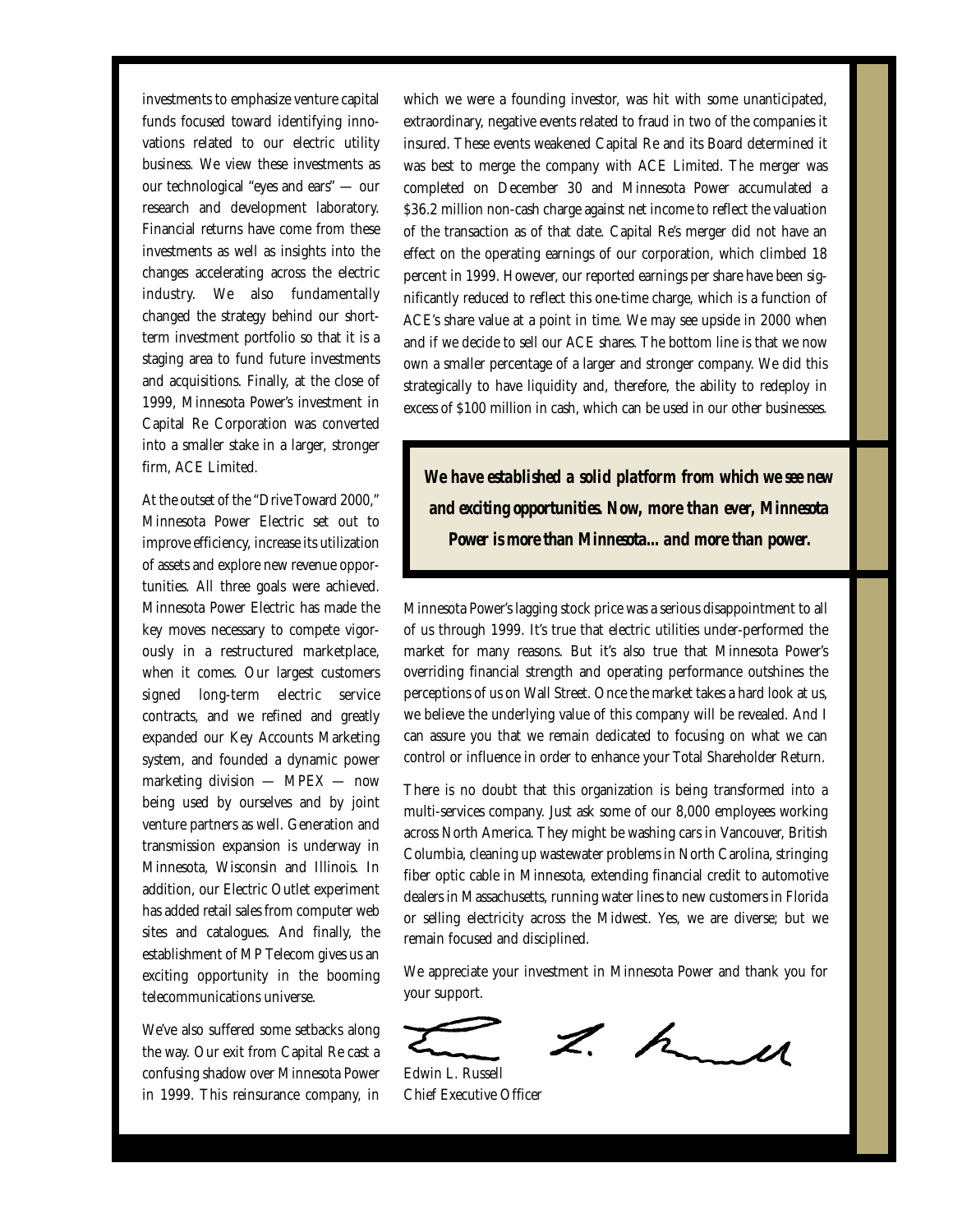investments to emphasize venture capital funds focused toward identifying innovations related to our electric utility business. We view these investments as our technological "eyes and ears" — our research and development laboratory. Financial returns have come from these investments as well as insights into the changes accelerating across the electric industry. We also fundamentally changed the strategy behind our short-term investment portfolio so that it is a staging area to fund future investments and acquisitions. Finally, at the close of 1999, Minnesota Power's investment in Capital Re Corporation was converted into a smaller stake in a larger, stronger firm, ACE Limited.

At the outset of the "Drive Toward 2000," Minnesota Power Electric set out to improve efficiency, increase its utilization of assets and explore new revenue opportunities. All three goals were achieved. Minnesota Power Electric has made the key moves necessary to compete vigorously in a restructured marketplace, when it comes. Our largest customers signed long-term electric service contracts, and we refined and greatly expanded our Key Accounts Marketing system, and founded a dynamic power marketing division — MPEX — now being used by ourselves and by joint venture partners as well. Generation and transmission expansion is underway in Minnesota, Wisconsin and Illinois. In addition, our Electric Outlet experiment has added retail sales from computer web sites and catalogues. And finally, the establishment of MP Telecom gives us an exciting opportunity in the booming telecommunications universe.

We've also suffered some setbacks along the way. Our exit from Capital Re cast a confusing shadow over Minnesota Power in 1999. This reinsurance company, in which we were a founding investor, was hit with some unanticipated, extraordinary, negative events related to fraud in two of the companies it insured. These events weakened Capital Re and its Board determined it was best to merge the company with ACE Limited. The merger was completed on December 30 and Minnesota Power accumulated a $36.2 million non-cash charge against net income to reflect the valuation of the transaction as of that date. Capital Re's merger did not have an effect on the operating earnings of our corporation, which climbed 18 percent in 1999. However, our reported earnings per share have been significantly reduced to reflect this one-time charge, which is a function of ACE's share value at a point in time. We may see upside in 2000 when and if we decide to sell our ACE shares. The bottom line is that we now own a smaller percentage of a larger and stronger company. We did this strategically to have liquidity and, therefore, the ability to redeploy in excess of $100 million in cash, which can be used in our other businesses.

***We have established a solid platform from which we see new and exciting opportunities. Now, more than ever, Minnesota Power is more than Minnesota... and more than power.***

Minnesota Power's lagging stock price was a serious disappointment to all of us through 1999. It's true that electric utilities under-performed the market for many reasons. But it's also true that Minnesota Power's overriding financial strength and operating performance outshines the perceptions of us on Wall Street. Once the market takes a hard look at us, we believe the underlying value of this company will be revealed. And I can assure you that we remain dedicated to focusing on what we can control or influence in order to enhance your Total Shareholder Return.

There is no doubt that this organization is being transformed into a multi-services company. Just ask some of our 8,000 employees working across North America. They might be washing cars in Vancouver, British Columbia, cleaning up wastewater problems in North Carolina, stringing fiber optic cable in Minnesota, extending financial credit to automotive dealers in Massachusetts, running water lines to new customers in Florida or selling electricity across the Midwest. Yes, we are diverse; but we remain focused and disciplined.

We appreciate your investment in Minnesota Power and thank you for your support.

Edwin L. Russell
Chief Executive Officer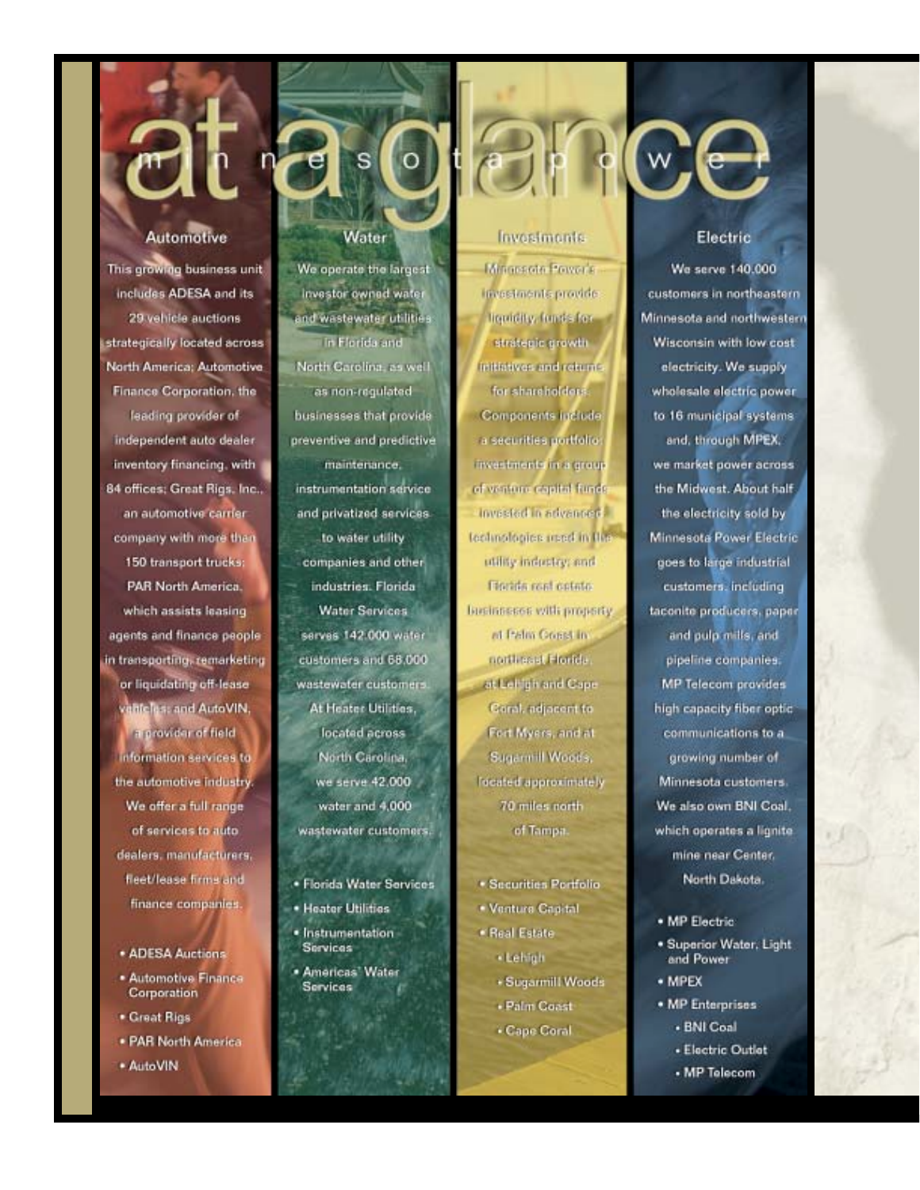# at a glance

## minnesota power

### Automotive

This growing business unit includes ADESA and its 29 vehicle auctions strategically located across North America; Automotive Finance Corporation, the leading provider of independent auto dealer inventory financing, with 84 offices; Great Rigs, Inc., an automotive carrier company with more than 150 transport trucks; PAR North America, which assists leasing agents and finance people in transporting, remarketing or liquidating off-lease vehicles; and AutoVIN, a provider of field information services to the automotive industry. We offer a full range of services to auto dealers, manufacturers, fleet/lease firms and finance companies.

- ADESA Auctions
- Automotive Finance Corporation
- Great Rigs
- PAR North America
- AutoVIN

### Water

We operate the largest investor owned water and wastewater utilities in Florida and North Carolina, as well as non-regulated businesses that provide preventive and predictive maintenance, instrumentation service and privatized services to water utility companies and other industries. Florida Water Services serves 142,000 water customers and 68,000 wastewater customers. At Heater Utilities, located across North Carolina, we serve 42,000 water and 4,000 wastewater customers.

- Florida Water Services
- Heater Utilities
- Instrumentation Services
- Americas' Water Services

### Investments

Minnesota Power's investments provide liquidity, funds for strategic growth initiatives and returns for shareholders. Components include a securities portfolio; investments in a group of venture capital funds invested in advanced technologies used in the utility industry; and Florida real estate businesses with property at Palm Coast in northeast Florida, at Lehigh and Cape Coral, adjacent to Fort Myers, and at Sugarmill Woods, located approximately 70 miles north of Tampa.

- Securities Portfolio
- Venture Capital
- Real Estate
  - Lehigh
  - Sugarmill Woods
  - Palm Coast
  - Cape Coral

### Electric

We serve 140,000 customers in northeastern Minnesota and northwestern Wisconsin with low cost electricity. We supply wholesale electric power to 16 municipal systems and, through MPEX, we market power across the Midwest. About half the electricity sold by Minnesota Power Electric goes to large industrial customers, including taconite producers, paper and pulp mills, and pipeline companies. MP Telecom provides high capacity fiber optic communications to a growing number of Minnesota customers. We also own BNI Coal, which operates a lignite mine near Center, North Dakota.

- MP Electric
- Superior Water, Light and Power
- MPEX
- MP Enterprises
  - BNI Coal
  - Electric Outlet
  - MP Telecom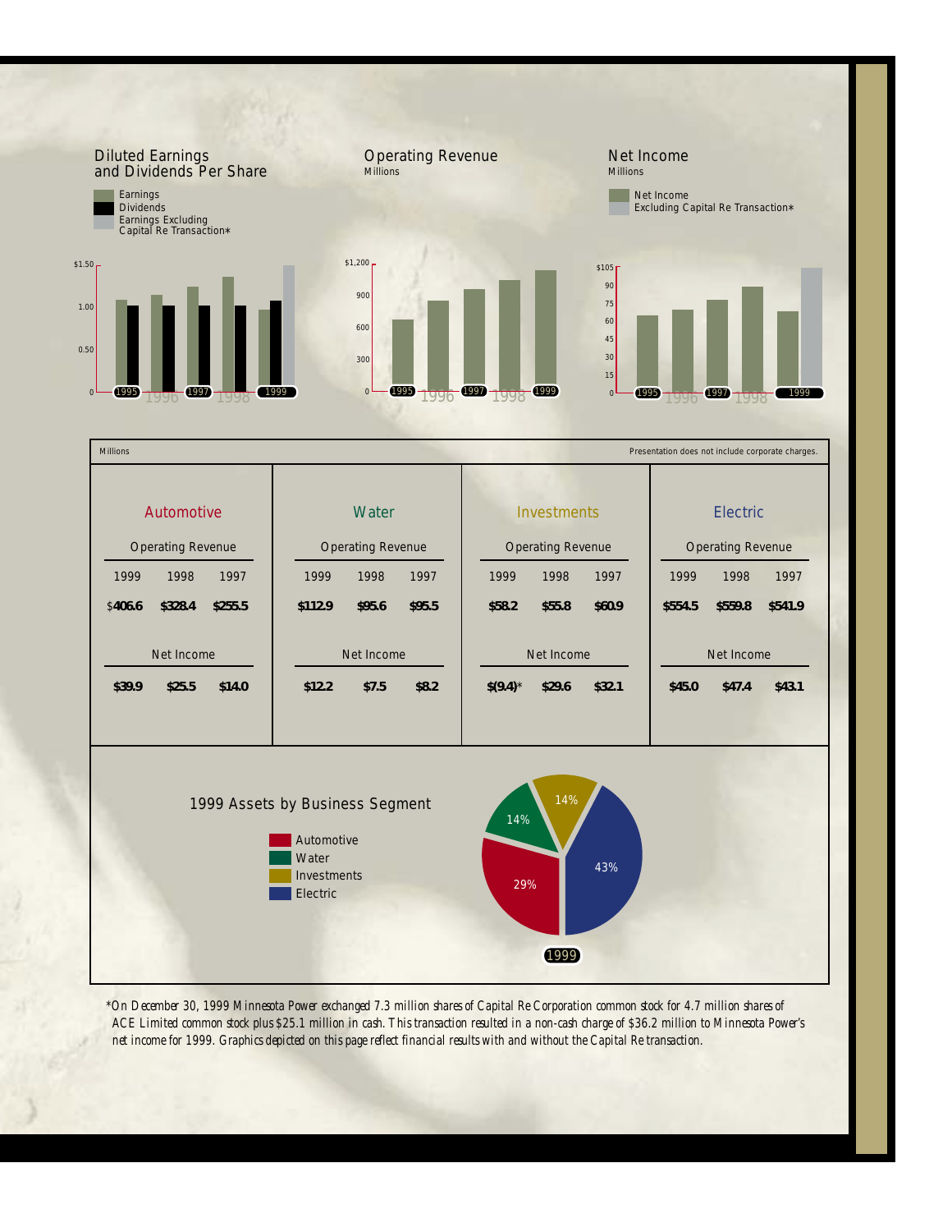## Diluted Earnings and Dividends Per Share

- Earnings
- Dividends
- Earnings Excluding Capital Re Transaction*

## Operating Revenue

Millions

## Net Income

Millions

- Net Income
- Excluding Capital Re Transaction*

Millions — Presentation does not include corporate charges.

| | Automotive | | | Water | | | Investments | | | Electric | | |
|---|---|---|---|---|---|---|---|---|---|---|---|---|
| | 1999 | 1998 | 1997 | 1999 | 1998 | 1997 | 1999 | 1998 | 1997 | 1999 | 1998 | 1997 |
| Operating Revenue | $406.6 | $328.4 | $255.5 | $112.9 | $95.6 | $95.5 | $58.2 | $55.8 | $60.9 | $554.5 | $559.8 | $541.9 |
| Net Income | $39.9 | $25.5 | $14.0 | $12.2 | $7.5 | $8.2 | $(9.4)* | $29.6 | $32.1 | $45.0 | $47.4 | $43.1 |

## 1999 Assets by Business Segment

- Automotive 29%
- Water 14%
- Investments 14%
- Electric 43%

*On December 30, 1999 Minnesota Power exchanged 7.3 million shares of Capital Re Corporation common stock for 4.7 million shares of ACE Limited common stock plus $25.1 million in cash. This transaction resulted in a non-cash charge of $36.2 million to Minnesota Power's net income for 1999. Graphics depicted on this page reflect financial results with and without the Capital Re transaction.*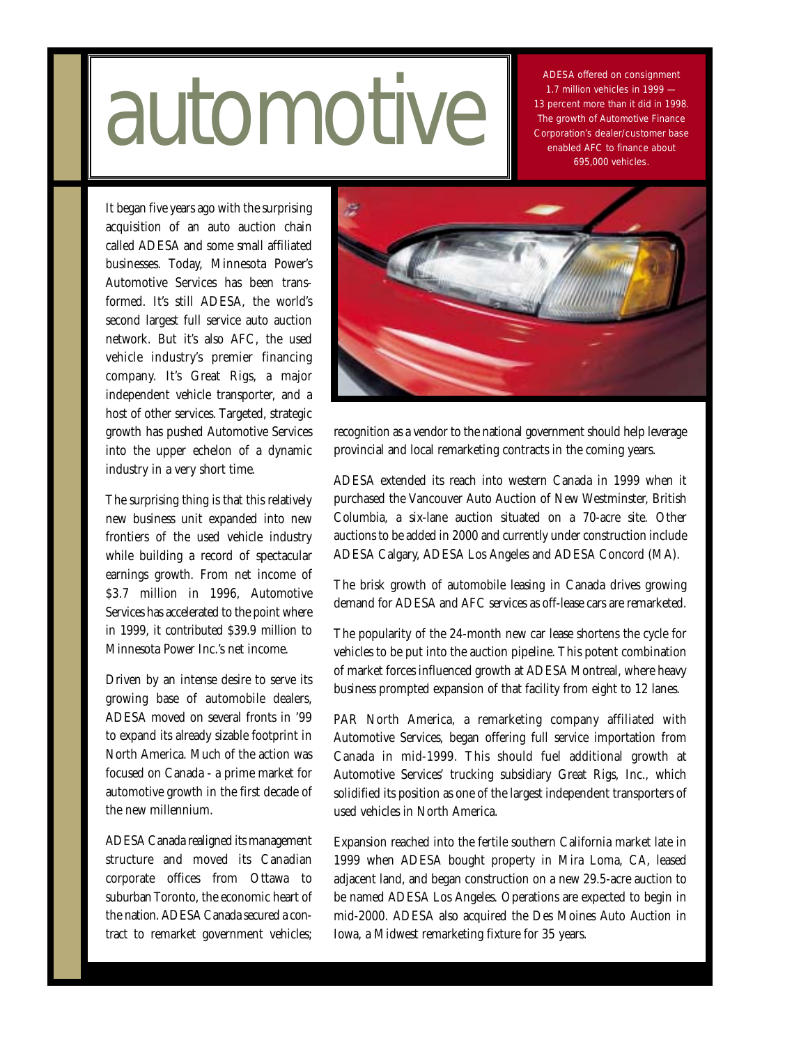# automotive

ADESA offered on consignment 1.7 million vehicles in 1999 — 13 percent more than it did in 1998. The growth of Automotive Finance Corporation's dealer/customer base enabled AFC to finance about 695,000 vehicles.

It began five years ago with the surprising acquisition of an auto auction chain called ADESA and some small affiliated businesses. Today, Minnesota Power's Automotive Services has been transformed. It's still ADESA, the world's second largest full service auto auction network. But it's also AFC, the used vehicle industry's premier financing company. It's Great Rigs, a major independent vehicle transporter, and a host of other services. Targeted, strategic growth has pushed Automotive Services into the upper echelon of a dynamic industry in a very short time.

The surprising thing is that this relatively new business unit expanded into new frontiers of the used vehicle industry while building a record of spectacular earnings growth. From net income of $3.7 million in 1996, Automotive Services has accelerated to the point where in 1999, it contributed $39.9 million to Minnesota Power Inc.'s net income.

Driven by an intense desire to serve its growing base of automobile dealers, ADESA moved on several fronts in '99 to expand its already sizable footprint in North America. Much of the action was focused on Canada - a prime market for automotive growth in the first decade of the new millennium.

ADESA Canada realigned its management structure and moved its Canadian corporate offices from Ottawa to suburban Toronto, the economic heart of the nation. ADESA Canada secured a contract to remarket government vehicles; recognition as a vendor to the national government should help leverage provincial and local remarketing contracts in the coming years.

ADESA extended its reach into western Canada in 1999 when it purchased the Vancouver Auto Auction of New Westminster, British Columbia, a six-lane auction situated on a 70-acre site. Other auctions to be added in 2000 and currently under construction include ADESA Calgary, ADESA Los Angeles and ADESA Concord (MA).

The brisk growth of automobile leasing in Canada drives growing demand for ADESA and AFC services as off-lease cars are remarketed.

The popularity of the 24-month new car lease shortens the cycle for vehicles to be put into the auction pipeline. This potent combination of market forces influenced growth at ADESA Montreal, where heavy business prompted expansion of that facility from eight to 12 lanes.

PAR North America, a remarketing company affiliated with Automotive Services, began offering full service importation from Canada in mid-1999. This should fuel additional growth at Automotive Services' trucking subsidiary Great Rigs, Inc., which solidified its position as one of the largest independent transporters of used vehicles in North America.

Expansion reached into the fertile southern California market late in 1999 when ADESA bought property in Mira Loma, CA, leased adjacent land, and began construction on a new 29.5-acre auction to be named ADESA Los Angeles. Operations are expected to begin in mid-2000. ADESA also acquired the Des Moines Auto Auction in Iowa, a Midwest remarketing fixture for 35 years.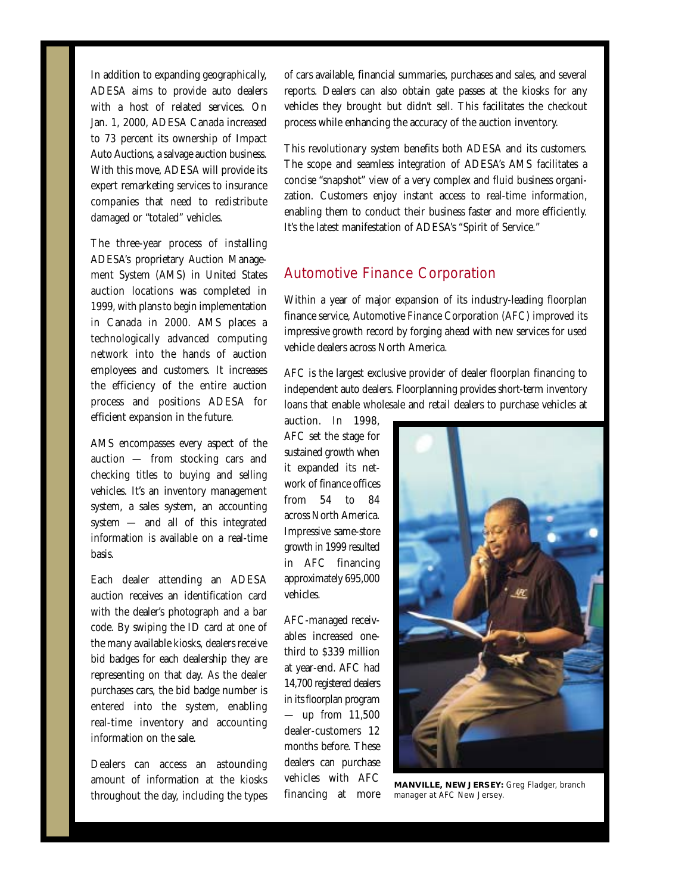In addition to expanding geographically, ADESA aims to provide auto dealers with a host of related services. On Jan. 1, 2000, ADESA Canada increased to 73 percent its ownership of Impact Auto Auctions, a salvage auction business. With this move, ADESA will provide its expert remarketing services to insurance companies that need to redistribute damaged or "totaled" vehicles.

The three-year process of installing ADESA's proprietary Auction Management System (AMS) in United States auction locations was completed in 1999, with plans to begin implementation in Canada in 2000. AMS places a technologically advanced computing network into the hands of auction employees and customers. It increases the efficiency of the entire auction process and positions ADESA for efficient expansion in the future.

AMS encompasses every aspect of the auction — from stocking cars and checking titles to buying and selling vehicles. It's an inventory management system, a sales system, an accounting system — and all of this integrated information is available on a real-time basis.

Each dealer attending an ADESA auction receives an identification card with the dealer's photograph and a bar code. By swiping the ID card at one of the many available kiosks, dealers receive bid badges for each dealership they are representing on that day. As the dealer purchases cars, the bid badge number is entered into the system, enabling real-time inventory and accounting information on the sale.

Dealers can access an astounding amount of information at the kiosks throughout the day, including the types of cars available, financial summaries, purchases and sales, and several reports. Dealers can also obtain gate passes at the kiosks for any vehicles they brought but didn't sell. This facilitates the checkout process while enhancing the accuracy of the auction inventory.

This revolutionary system benefits both ADESA and its customers. The scope and seamless integration of ADESA's AMS facilitates a concise "snapshot" view of a very complex and fluid business organization. Customers enjoy instant access to real-time information, enabling them to conduct their business faster and more efficiently. It's the latest manifestation of ADESA's "Spirit of Service."

## Automotive Finance Corporation

Within a year of major expansion of its industry-leading floorplan finance service, Automotive Finance Corporation (AFC) improved its impressive growth record by forging ahead with new services for used vehicle dealers across North America.

AFC is the largest exclusive provider of dealer floorplan financing to independent auto dealers. Floorplanning provides short-term inventory loans that enable wholesale and retail dealers to purchase vehicles at auction. In 1998, AFC set the stage for sustained growth when it expanded its network of finance offices from 54 to 84 across North America. Impressive same-store growth in 1999 resulted in AFC financing approximately 695,000 vehicles.

AFC-managed receivables increased one-third to $339 million at year-end. AFC had 14,700 registered dealers in its floorplan program — up from 11,500 dealer-customers 12 months before. These dealers can purchase vehicles with AFC financing at more

**MANVILLE, NEW JERSEY:** Greg Fladger, branch manager at AFC New Jersey.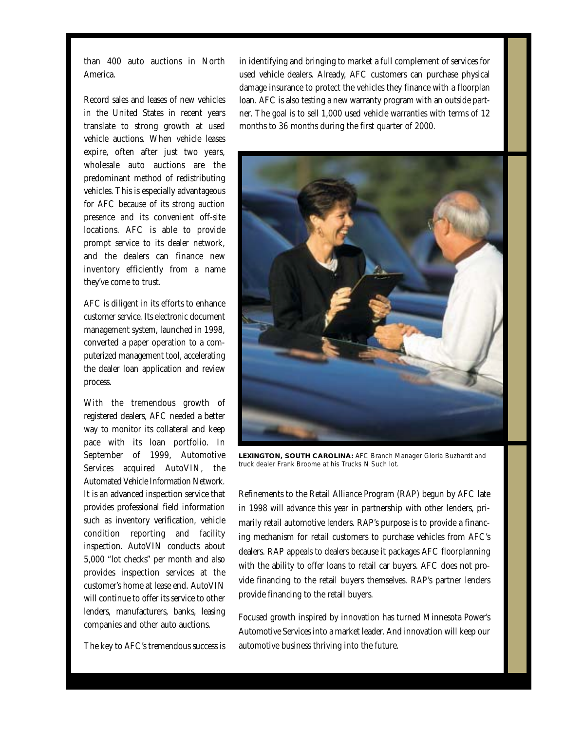than 400 auto auctions in North America.

Record sales and leases of new vehicles in the United States in recent years translate to strong growth at used vehicle auctions. When vehicle leases expire, often after just two years, wholesale auto auctions are the predominant method of redistributing vehicles. This is especially advantageous for AFC because of its strong auction presence and its convenient off-site locations. AFC is able to provide prompt service to its dealer network, and the dealers can finance new inventory efficiently from a name they've come to trust.

AFC is diligent in its efforts to enhance customer service. Its electronic document management system, launched in 1998, converted a paper operation to a computerized management tool, accelerating the dealer loan application and review process.

With the tremendous growth of registered dealers, AFC needed a better way to monitor its collateral and keep pace with its loan portfolio. In September of 1999, Automotive Services acquired AutoVIN, the Automated Vehicle Information Network. It is an advanced inspection service that provides professional field information such as inventory verification, vehicle condition reporting and facility inspection. AutoVIN conducts about 5,000 "lot checks" per month and also provides inspection services at the customer's home at lease end. AutoVIN will continue to offer its service to other lenders, manufacturers, banks, leasing companies and other auto auctions.

The key to AFC's tremendous success is in identifying and bringing to market a full complement of services for used vehicle dealers. Already, AFC customers can purchase physical damage insurance to protect the vehicles they finance with a floorplan loan. AFC is also testing a new warranty program with an outside partner. The goal is to sell 1,000 used vehicle warranties with terms of 12 months to 36 months during the first quarter of 2000.

**LEXINGTON, SOUTH CAROLINA:** AFC Branch Manager Gloria Buzhardt and truck dealer Frank Broome at his Trucks N Such lot.

Refinements to the Retail Alliance Program (RAP) begun by AFC late in 1998 will advance this year in partnership with other lenders, primarily retail automotive lenders. RAP's purpose is to provide a financing mechanism for retail customers to purchase vehicles from AFC's dealers. RAP appeals to dealers because it packages AFC floorplanning with the ability to offer loans to retail car buyers. AFC does not provide financing to the retail buyers themselves. RAP's partner lenders provide financing to the retail buyers.

Focused growth inspired by innovation has turned Minnesota Power's Automotive Services into a market leader. And innovation will keep our automotive business thriving into the future.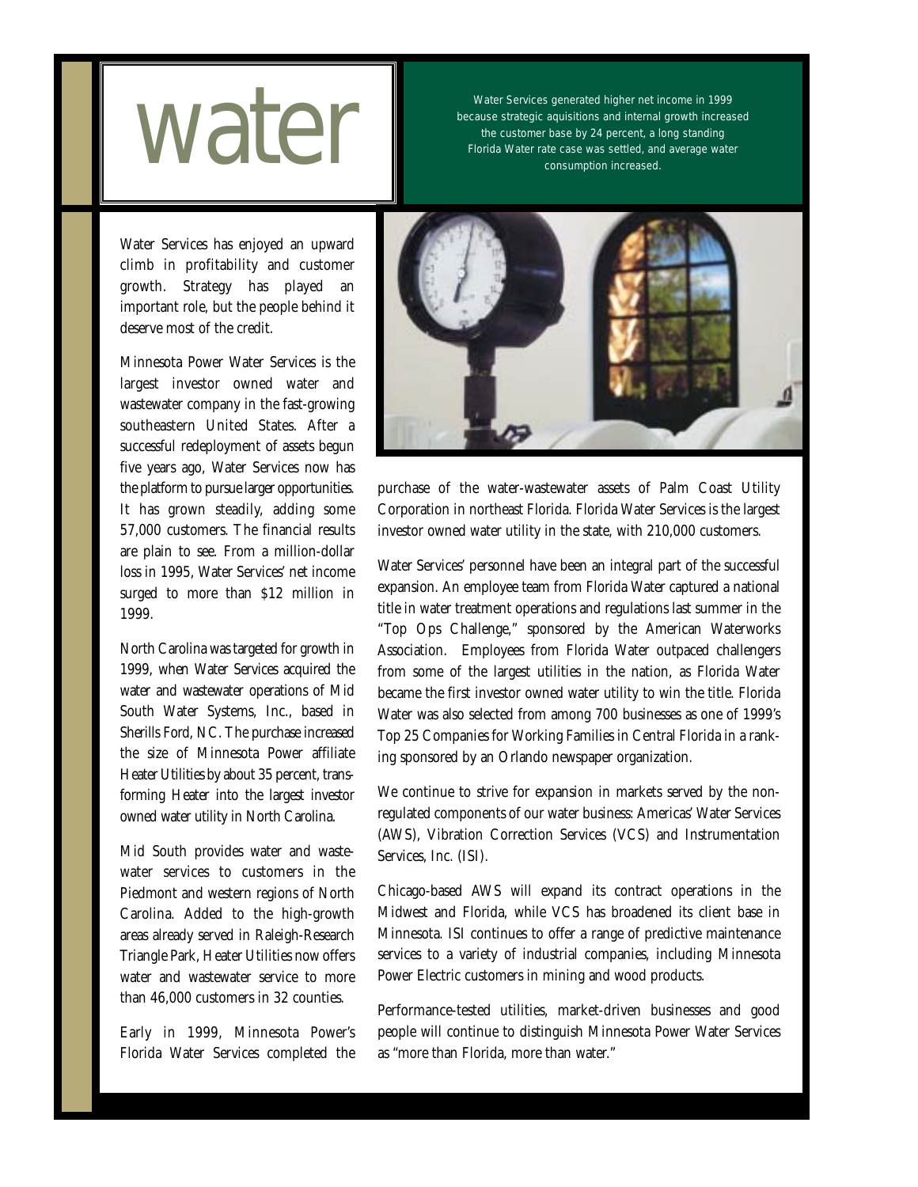# water

Water Services generated higher net income in 1999 because strategic aquisitions and internal growth increased the customer base by 24 percent, a long standing Florida Water rate case was settled, and average water consumption increased.

Water Services has enjoyed an upward climb in profitability and customer growth. Strategy has played an important role, but the people behind it deserve most of the credit.

Minnesota Power Water Services is the largest investor owned water and wastewater company in the fast-growing southeastern United States. After a successful redeployment of assets begun five years ago, Water Services now has the platform to pursue larger opportunities. It has grown steadily, adding some 57,000 customers. The financial results are plain to see. From a million-dollar loss in 1995, Water Services' net income surged to more than $12 million in 1999.

North Carolina was targeted for growth in 1999, when Water Services acquired the water and wastewater operations of Mid South Water Systems, Inc., based in Sherills Ford, NC. The purchase increased the size of Minnesota Power affiliate Heater Utilities by about 35 percent, transforming Heater into the largest investor owned water utility in North Carolina.

Mid South provides water and wastewater services to customers in the Piedmont and western regions of North Carolina. Added to the high-growth areas already served in Raleigh-Research Triangle Park, Heater Utilities now offers water and wastewater service to more than 46,000 customers in 32 counties.

Early in 1999, Minnesota Power's Florida Water Services completed the purchase of the water-wastewater assets of Palm Coast Utility Corporation in northeast Florida. Florida Water Services is the largest investor owned water utility in the state, with 210,000 customers.

Water Services' personnel have been an integral part of the successful expansion. An employee team from Florida Water captured a national title in water treatment operations and regulations last summer in the "Top Ops Challenge," sponsored by the American Waterworks Association. Employees from Florida Water outpaced challengers from some of the largest utilities in the nation, as Florida Water became the first investor owned water utility to win the title. Florida Water was also selected from among 700 businesses as one of 1999's Top 25 Companies for Working Families in Central Florida in a ranking sponsored by an Orlando newspaper organization.

We continue to strive for expansion in markets served by the non-regulated components of our water business: Americas' Water Services (AWS), Vibration Correction Services (VCS) and Instrumentation Services, Inc. (ISI).

Chicago-based AWS will expand its contract operations in the Midwest and Florida, while VCS has broadened its client base in Minnesota. ISI continues to offer a range of predictive maintenance services to a variety of industrial companies, including Minnesota Power Electric customers in mining and wood products.

Performance-tested utilities, market-driven businesses and good people will continue to distinguish Minnesota Power Water Services as "more than Florida, more than water."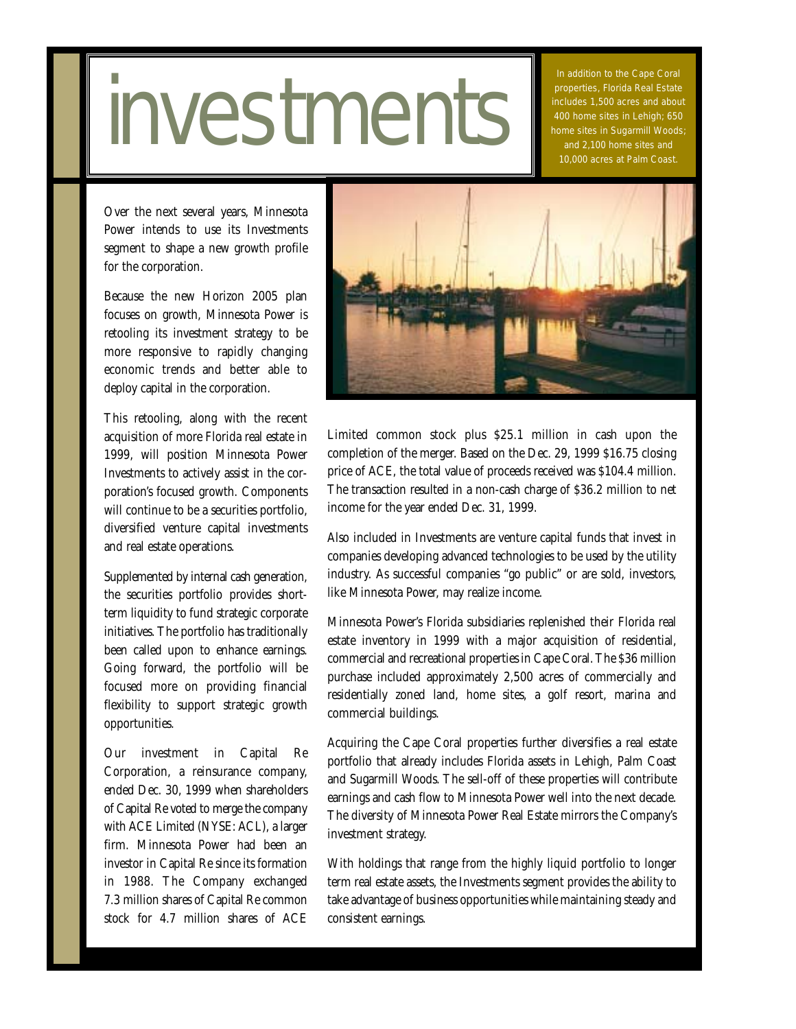# investments

In addition to the Cape Coral properties, Florida Real Estate includes 1,500 acres and about 400 home sites in Lehigh; 650 home sites in Sugarmill Woods; and 2,100 home sites and 10,000 acres at Palm Coast.

Over the next several years, Minnesota Power intends to use its Investments segment to shape a new growth profile for the corporation.

Because the new Horizon 2005 plan focuses on growth, Minnesota Power is retooling its investment strategy to be more responsive to rapidly changing economic trends and better able to deploy capital in the corporation.

This retooling, along with the recent acquisition of more Florida real estate in 1999, will position Minnesota Power Investments to actively assist in the corporation's focused growth. Components will continue to be a securities portfolio, diversified venture capital investments and real estate operations.

Supplemented by internal cash generation, the securities portfolio provides short-term liquidity to fund strategic corporate initiatives. The portfolio has traditionally been called upon to enhance earnings. Going forward, the portfolio will be focused more on providing financial flexibility to support strategic growth opportunities.

Our investment in Capital Re Corporation, a reinsurance company, ended Dec. 30, 1999 when shareholders of Capital Re voted to merge the company with ACE Limited (NYSE: ACL), a larger firm. Minnesota Power had been an investor in Capital Re since its formation in 1988. The Company exchanged 7.3 million shares of Capital Re common stock for 4.7 million shares of ACE Limited common stock plus $25.1 million in cash upon the completion of the merger. Based on the Dec. 29, 1999 $16.75 closing price of ACE, the total value of proceeds received was $104.4 million. The transaction resulted in a non-cash charge of $36.2 million to net income for the year ended Dec. 31, 1999.

Also included in Investments are venture capital funds that invest in companies developing advanced technologies to be used by the utility industry. As successful companies "go public" or are sold, investors, like Minnesota Power, may realize income.

Minnesota Power's Florida subsidiaries replenished their Florida real estate inventory in 1999 with a major acquisition of residential, commercial and recreational properties in Cape Coral. The $36 million purchase included approximately 2,500 acres of commercially and residentially zoned land, home sites, a golf resort, marina and commercial buildings.

Acquiring the Cape Coral properties further diversifies a real estate portfolio that already includes Florida assets in Lehigh, Palm Coast and Sugarmill Woods. The sell-off of these properties will contribute earnings and cash flow to Minnesota Power well into the next decade. The diversity of Minnesota Power Real Estate mirrors the Company's investment strategy.

With holdings that range from the highly liquid portfolio to longer term real estate assets, the Investments segment provides the ability to take advantage of business opportunities while maintaining steady and consistent earnings.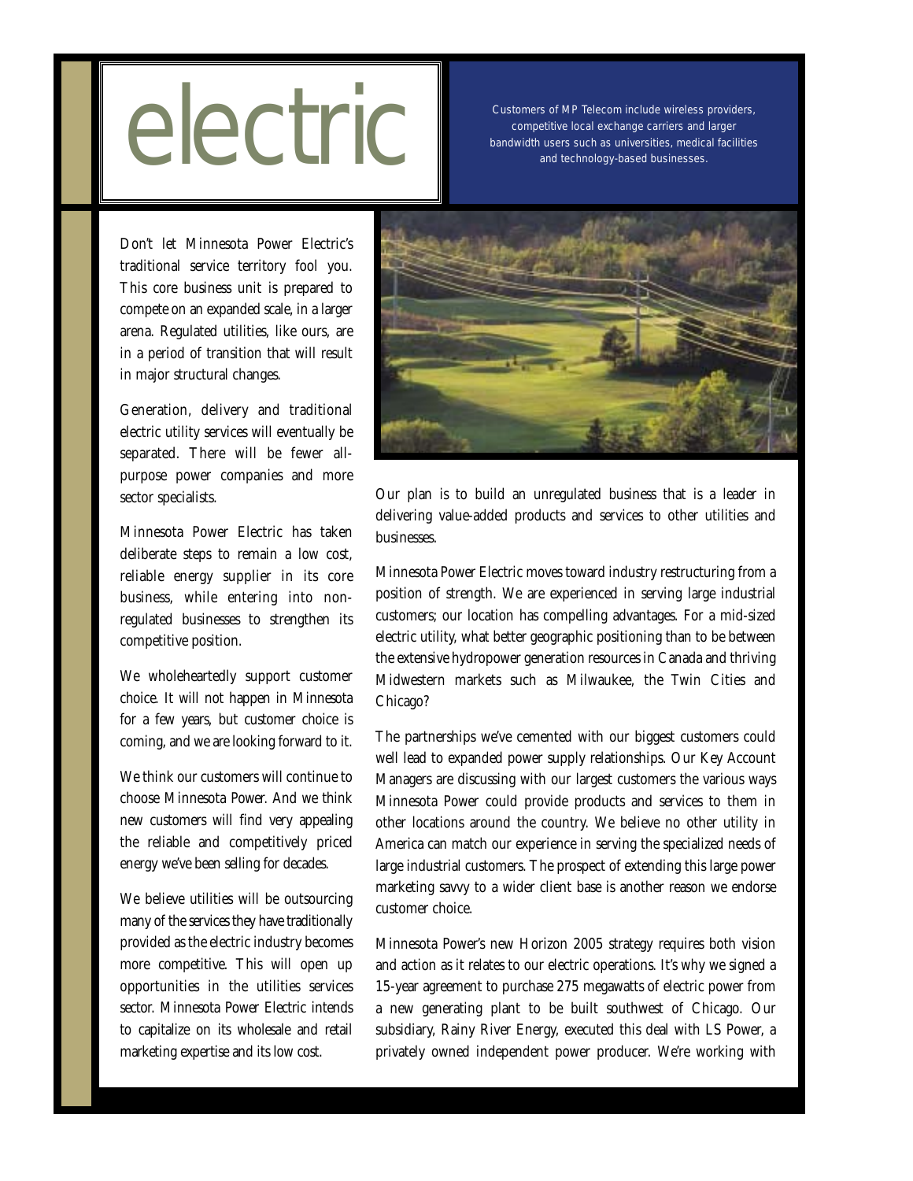# electric

Customers of MP Telecom include wireless providers, competitive local exchange carriers and larger bandwidth users such as universities, medical facilities and technology-based businesses.

Don't let Minnesota Power Electric's traditional service territory fool you. This core business unit is prepared to compete on an expanded scale, in a larger arena. Regulated utilities, like ours, are in a period of transition that will result in major structural changes.

Generation, delivery and traditional electric utility services will eventually be separated. There will be fewer all-purpose power companies and more sector specialists.

Minnesota Power Electric has taken deliberate steps to remain a low cost, reliable energy supplier in its core business, while entering into non-regulated businesses to strengthen its competitive position.

We wholeheartedly support customer choice. It will not happen in Minnesota for a few years, but customer choice is coming, and we are looking forward to it.

We think our customers will continue to choose Minnesota Power. And we think new customers will find very appealing the reliable and competitively priced energy we've been selling for decades.

We believe utilities will be outsourcing many of the services they have traditionally provided as the electric industry becomes more competitive. This will open up opportunities in the utilities services sector. Minnesota Power Electric intends to capitalize on its wholesale and retail marketing expertise and its low cost.

Our plan is to build an unregulated business that is a leader in delivering value-added products and services to other utilities and businesses.

Minnesota Power Electric moves toward industry restructuring from a position of strength. We are experienced in serving large industrial customers; our location has compelling advantages. For a mid-sized electric utility, what better geographic positioning than to be between the extensive hydropower generation resources in Canada and thriving Midwestern markets such as Milwaukee, the Twin Cities and Chicago?

The partnerships we've cemented with our biggest customers could well lead to expanded power supply relationships. Our Key Account Managers are discussing with our largest customers the various ways Minnesota Power could provide products and services to them in other locations around the country. We believe no other utility in America can match our experience in serving the specialized needs of large industrial customers. The prospect of extending this large power marketing savvy to a wider client base is another reason we endorse customer choice.

Minnesota Power's new Horizon 2005 strategy requires both vision and action as it relates to our electric operations. It's why we signed a 15-year agreement to purchase 275 megawatts of electric power from a new generating plant to be built southwest of Chicago. Our subsidiary, Rainy River Energy, executed this deal with LS Power, a privately owned independent power producer. We're working with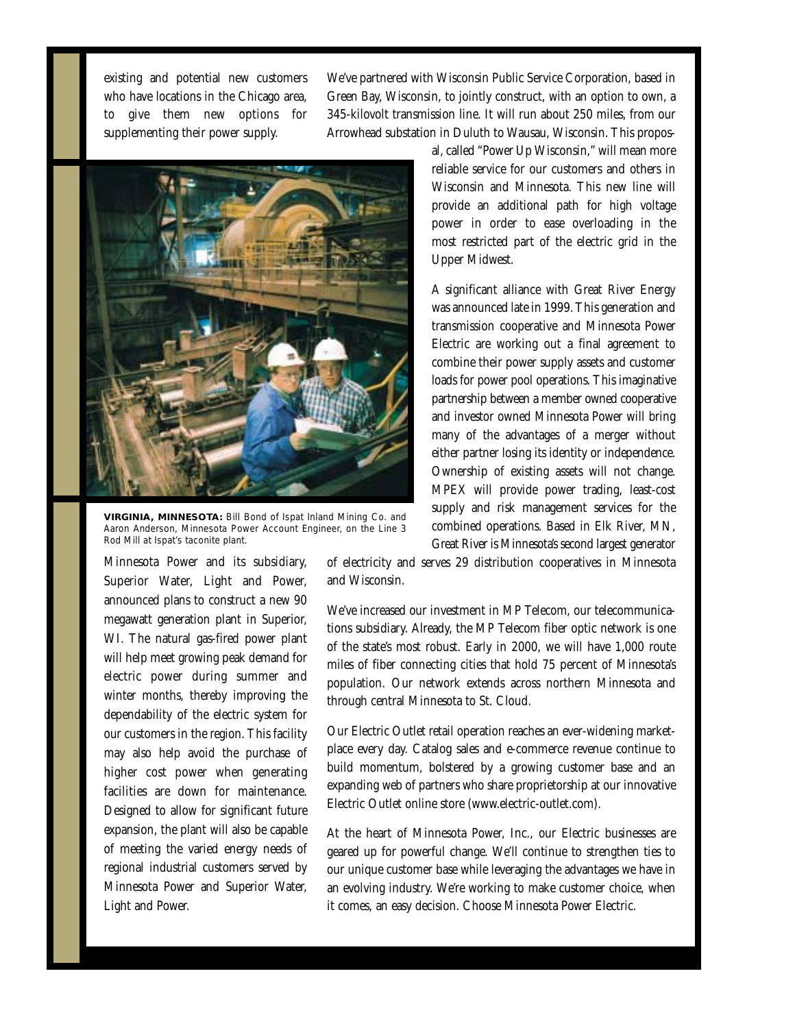existing and potential new customers who have locations in the Chicago area, to give them new options for supplementing their power supply.

We've partnered with Wisconsin Public Service Corporation, based in Green Bay, Wisconsin, to jointly construct, with an option to own, a 345-kilovolt transmission line. It will run about 250 miles, from our Arrowhead substation in Duluth to Wausau, Wisconsin. This proposal, called "Power Up Wisconsin," will mean more reliable service for our customers and others in Wisconsin and Minnesota. This new line will provide an additional path for high voltage power in order to ease overloading in the most restricted part of the electric grid in the Upper Midwest.

A significant alliance with Great River Energy was announced late in 1999. This generation and transmission cooperative and Minnesota Power Electric are working out a final agreement to combine their power supply assets and customer loads for power pool operations. This imaginative partnership between a member owned cooperative and investor owned Minnesota Power will bring many of the advantages of a merger without either partner losing its identity or independence. Ownership of existing assets will not change. MPEX will provide power trading, least-cost supply and risk management services for the combined operations. Based in Elk River, MN, Great River is Minnesota's second largest generator of electricity and serves 29 distribution cooperatives in Minnesota and Wisconsin.

**VIRGINIA, MINNESOTA:** Bill Bond of Ispat Inland Mining Co. and Aaron Anderson, Minnesota Power Account Engineer, on the Line 3 Rod Mill at Ispat's taconite plant.

Minnesota Power and its subsidiary, Superior Water, Light and Power, announced plans to construct a new 90 megawatt generation plant in Superior, WI. The natural gas-fired power plant will help meet growing peak demand for electric power during summer and winter months, thereby improving the dependability of the electric system for our customers in the region. This facility may also help avoid the purchase of higher cost power when generating facilities are down for maintenance. Designed to allow for significant future expansion, the plant will also be capable of meeting the varied energy needs of regional industrial customers served by Minnesota Power and Superior Water, Light and Power.

We've increased our investment in MP Telecom, our telecommunications subsidiary. Already, the MP Telecom fiber optic network is one of the state's most robust. Early in 2000, we will have 1,000 route miles of fiber connecting cities that hold 75 percent of Minnesota's population. Our network extends across northern Minnesota and through central Minnesota to St. Cloud.

Our Electric Outlet retail operation reaches an ever-widening marketplace every day. Catalog sales and e-commerce revenue continue to build momentum, bolstered by a growing customer base and an expanding web of partners who share proprietorship at our innovative Electric Outlet online store (www.electric-outlet.com).

At the heart of Minnesota Power, Inc., our Electric businesses are geared up for powerful change. We'll continue to strengthen ties to our unique customer base while leveraging the advantages we have in an evolving industry. We're working to make customer choice, when it comes, an easy decision. Choose Minnesota Power Electric.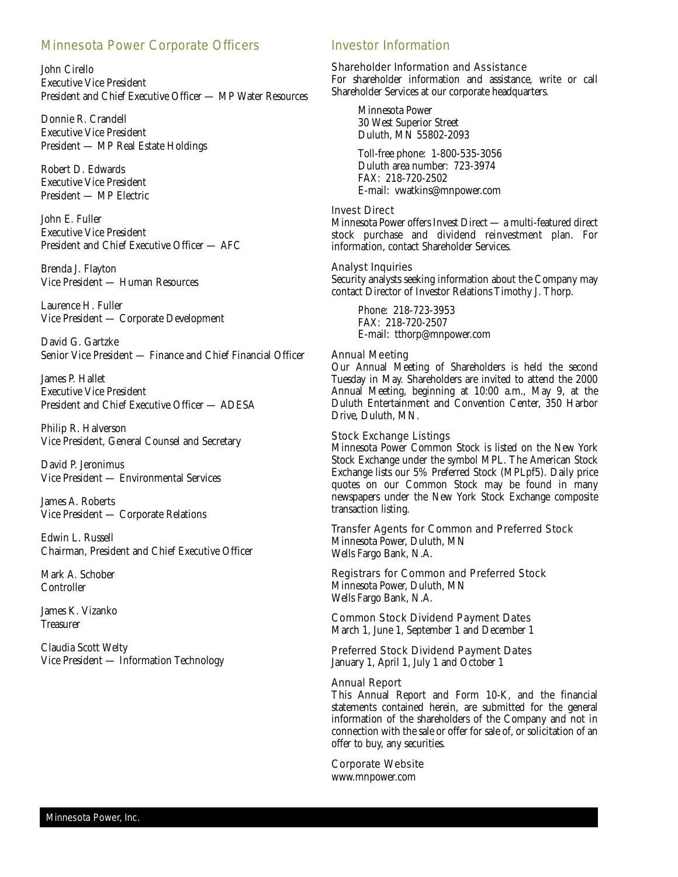## Minnesota Power Corporate Officers

John Cirello
Executive Vice President
President and Chief Executive Officer — MP Water Resources

Donnie R. Crandell
Executive Vice President
President — MP Real Estate Holdings

Robert D. Edwards
Executive Vice President
President — MP Electric

John E. Fuller
Executive Vice President
President and Chief Executive Officer — AFC

Brenda J. Flayton
Vice President — Human Resources

Laurence H. Fuller
Vice President — Corporate Development

David G. Gartzke
Senior Vice President — Finance and Chief Financial Officer

James P. Hallet
Executive Vice President
President and Chief Executive Officer — ADESA

Philip R. Halverson
Vice President, General Counsel and Secretary

David P. Jeronimus
Vice President — Environmental Services

James A. Roberts
Vice President — Corporate Relations

Edwin L. Russell
Chairman, President and Chief Executive Officer

Mark A. Schober
Controller

James K. Vizanko
Treasurer

Claudia Scott Welty
Vice President — Information Technology

## Investor Information

### Shareholder Information and Assistance

For shareholder information and assistance, write or call Shareholder Services at our corporate headquarters.

Minnesota Power
30 West Superior Street
Duluth, MN 55802-2093

Toll-free phone: 1-800-535-3056
Duluth area number: 723-3974
FAX: 218-720-2502
E-mail: vwatkins@mnpower.com

### Invest Direct

Minnesota Power offers Invest Direct — a multi-featured direct stock purchase and dividend reinvestment plan. For information, contact Shareholder Services.

### Analyst Inquiries

Security analysts seeking information about the Company may contact Director of Investor Relations Timothy J. Thorp.

Phone: 218-723-3953
FAX: 218-720-2507
E-mail: tthorp@mnpower.com

### Annual Meeting

Our Annual Meeting of Shareholders is held the second Tuesday in May. Shareholders are invited to attend the 2000 Annual Meeting, beginning at 10:00 a.m., May 9, at the Duluth Entertainment and Convention Center, 350 Harbor Drive, Duluth, MN.

### Stock Exchange Listings

Minnesota Power Common Stock is listed on the New York Stock Exchange under the symbol MPL. The American Stock Exchange lists our 5% Preferred Stock (MPLpf5). Daily price quotes on our Common Stock may be found in many newspapers under the New York Stock Exchange composite transaction listing.

### Transfer Agents for Common and Preferred Stock

Minnesota Power, Duluth, MN
Wells Fargo Bank, N.A.

### Registrars for Common and Preferred Stock

Minnesota Power, Duluth, MN
Wells Fargo Bank, N.A.

### Common Stock Dividend Payment Dates

March 1, June 1, September 1 and December 1

### Preferred Stock Dividend Payment Dates

January 1, April 1, July 1 and October 1

### Annual Report

This Annual Report and Form 10-K, and the financial statements contained herein, are submitted for the general information of the shareholders of the Company and not in connection with the sale or offer for sale of, or solicitation of an offer to buy, any securities.

### Corporate Website

www.mnpower.com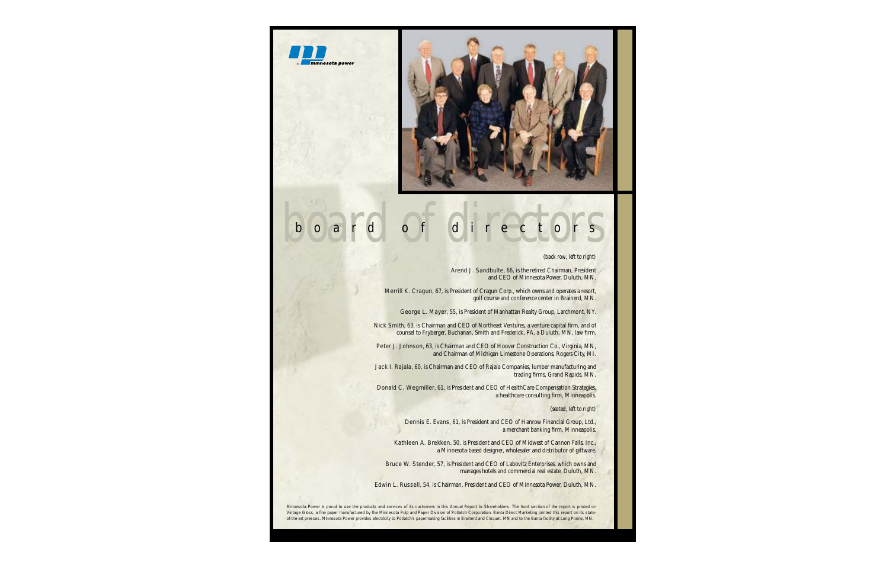# board of directors

*(back row, left to right)*

Arend J. Sandbulte, 66, is the retired Chairman, President and CEO of Minnesota Power, Duluth, MN.

Merrill K. Cragun, 67, is President of Cragun Corp., which owns and operates a resort, golf course and conference center in Brainerd, MN.

George L. Mayer, 55, is President of Manhattan Realty Group, Larchmont, NY.

Nick Smith, 63, is Chairman and CEO of Northeast Ventures, a venture capital firm, and of counsel to Fryberger, Buchanan, Smith and Frederick, PA, a Duluth, MN, law firm.

Peter J. Johnson, 63, is Chairman and CEO of Hoover Construction Co., Virginia, MN, and Chairman of Michigan Limestone Operations, Rogers City, MI.

Jack I. Rajala, 60, is Chairman and CEO of Rajala Companies, lumber manufacturing and trading firms, Grand Rapids, MN.

Donald C. Wegmiller, 61, is President and CEO of HealthCare Compensation Strategies, a healthcare consulting firm, Minneapolis.

*(seated, left to right)*

Dennis E. Evans, 61, is President and CEO of Hanrow Financial Group, Ltd., a merchant banking firm, Minneapolis.

Kathleen A. Brekken, 50, is President and CEO of Midwest of Cannon Falls, Inc., a Minnesota-based designer, wholesaler and distributor of giftware.

Bruce W. Stender, 57, is President and CEO of Labovitz Enterprises, which owns and manages hotels and commercial real estate, Duluth, MN.

Edwin L. Russell, 54, is Chairman, President and CEO of Minnesota Power, Duluth, MN.

Minnesota Power is proud to use the products and services of its customers in this Annual Report to Shareholders. The front section of the report is printed on Vintage Gloss, a fine paper manufactured by the Minnesota Pulp and Paper Division of Potlatch Corporation. Banta Direct Marketing printed this report on its state-of-the-art presses. Minnesota Power provides electricity to Potlatch's papermaking facilities in Brainerd and Cloquet, MN and to the Banta facility at Long Prairie, MN.